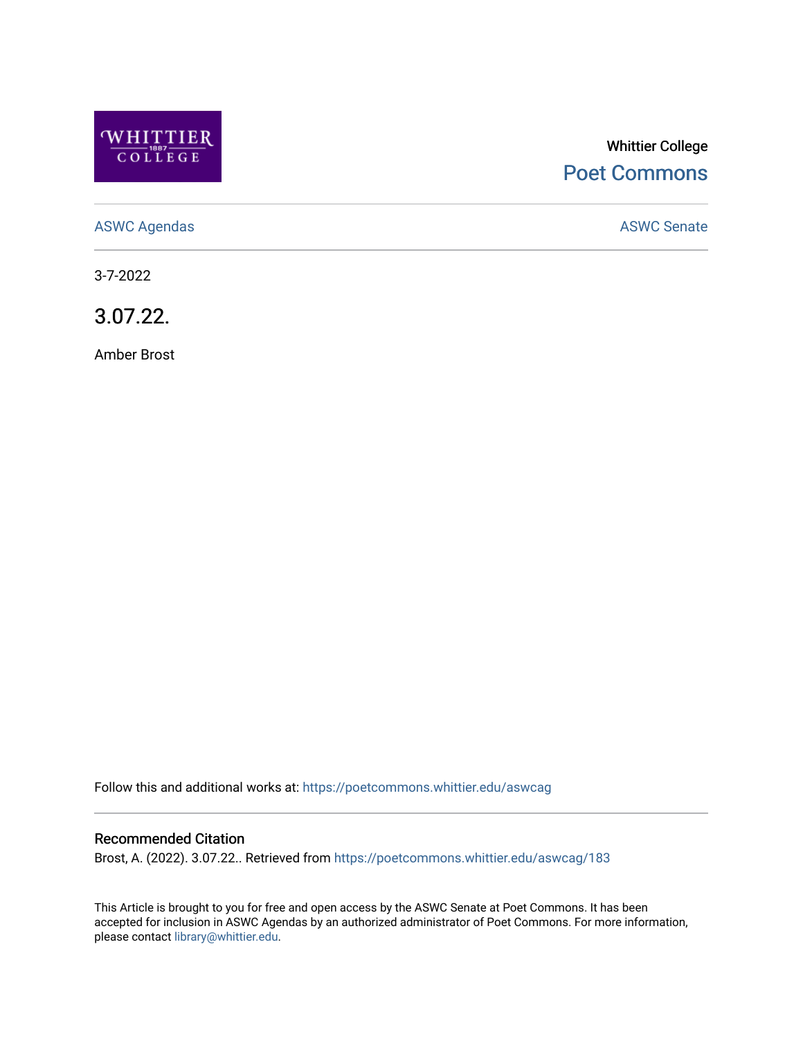Whittier College

Poet Commons

ASWC Agendas

ASWC Senate

3-7-2022

# 3.07.22.

Amber Brost

Follow this and additional works at: https://poetcommons.whittier.edu/aswcag

## Recommended Citation

Brost, A. (2022). 3.07.22.. Retrieved from https://poetcommons.whittier.edu/aswcag/183

This Article is brought to you for free and open access by the ASWC Senate at Poet Commons. It has been accepted for inclusion in ASWC Agendas by an authorized administrator of Poet Commons. For more information, please contact library@whittier.edu.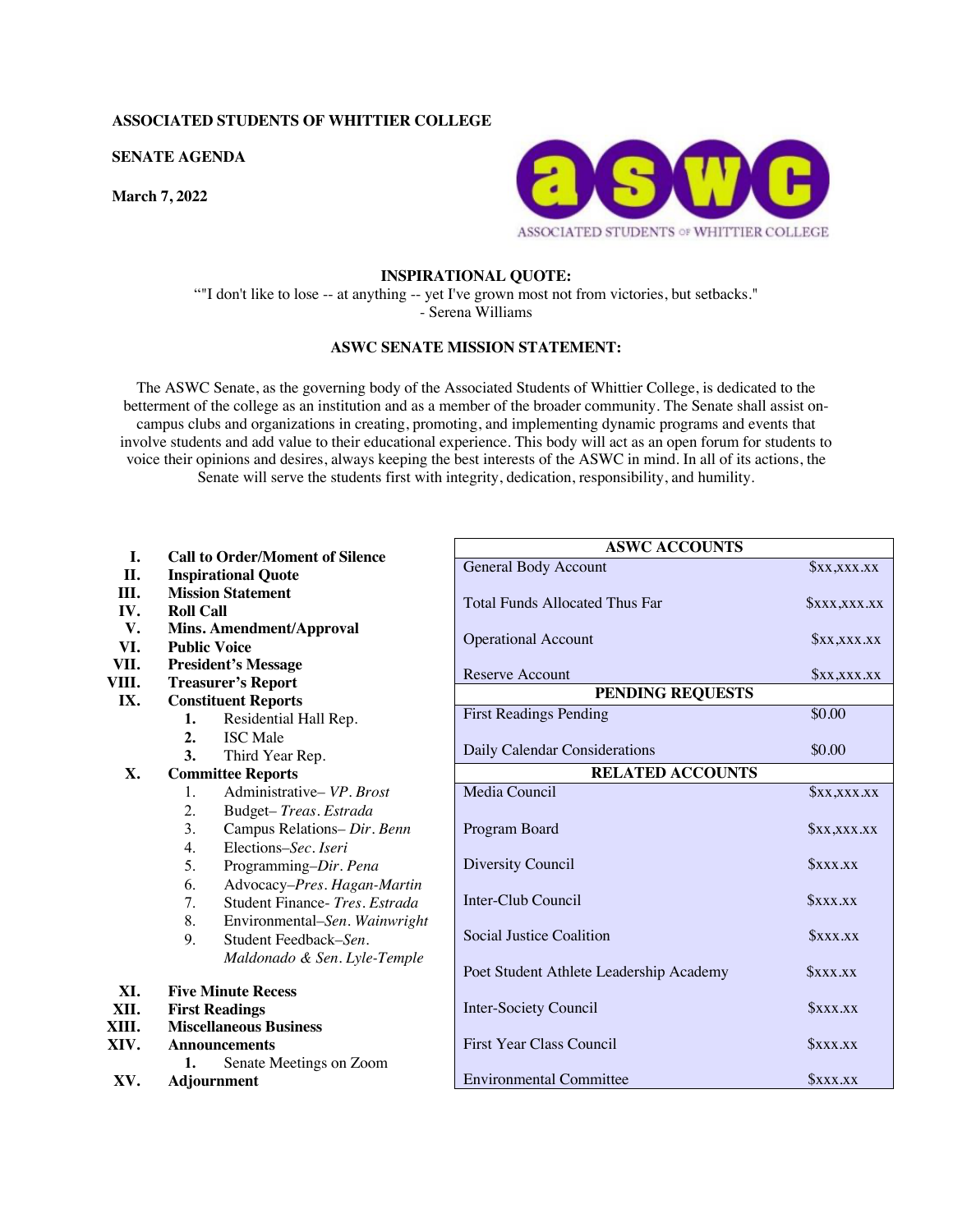**ASSOCIATED STUDENTS OF WHITTIER COLLEGE**

**SENATE AGENDA**

**March 7, 2022**

**INSPIRATIONAL QUOTE:**

“"I don't like to lose -- at anything -- yet I've grown most not from victories, but setbacks."
- Serena Williams

**ASWC SENATE MISSION STATEMENT:**

The ASWC Senate, as the governing body of the Associated Students of Whittier College, is dedicated to the betterment of the college as an institution and as a member of the broader community. The Senate shall assist on-campus clubs and organizations in creating, promoting, and implementing dynamic programs and events that involve students and add value to their educational experience. This body will act as an open forum for students to voice their opinions and desires, always keeping the best interests of the ASWC in mind. In all of its actions, the Senate will serve the students first with integrity, dedication, responsibility, and humility.

- **I. Call to Order/Moment of Silence**
- **II. Inspirational Quote**
- **III. Mission Statement**
- **IV. Roll Call**
- **V. Mins. Amendment/Approval**
- **VI. Public Voice**
- **VII. President's Message**
- **VIII. Treasurer's Report**
- **IX. Constituent Reports**
  1. Residential Hall Rep.
  2. ISC Male
  3. Third Year Rep.
- **X. Committee Reports**
  1. Administrative– *VP. Brost*
  2. Budget– *Treas. Estrada*
  3. Campus Relations– *Dir. Benn*
  4. Elections–*Sec. Iseri*
  5. Programming–*Dir. Pena*
  6. Advocacy–*Pres. Hagan-Martin*
  7. Student Finance- *Tres. Estrada*
  8. Environmental–*Sen. Wainwright*
  9. Student Feedback–*Sen. Maldonado & Sen. Lyle-Temple*
- **XI. Five Minute Recess**
- **XII. First Readings**
- **XIII. Miscellaneous Business**
- **XIV. Announcements**
  1. Senate Meetings on Zoom
- **XV. Adjournment**

| ASWC ACCOUNTS | |
|---|---|
| General Body Account | $xx,xxx.xx |
| Total Funds Allocated Thus Far | $xxx,xxx.xx |
| Operational Account | $xx,xxx.xx |
| Reserve Account | $xx,xxx.xx |
| **PENDING REQUESTS** | |
| First Readings Pending | $0.00 |
| Daily Calendar Considerations | $0.00 |
| **RELATED ACCOUNTS** | |
| Media Council | $xx,xxx.xx |
| Program Board | $xx,xxx.xx |
| Diversity Council | $xxx.xx |
| Inter-Club Council | $xxx.xx |
| Social Justice Coalition | $xxx.xx |
| Poet Student Athlete Leadership Academy | $xxx.xx |
| Inter-Society Council | $xxx.xx |
| First Year Class Council | $xxx.xx |
| Environmental Committee | $xxx.xx |